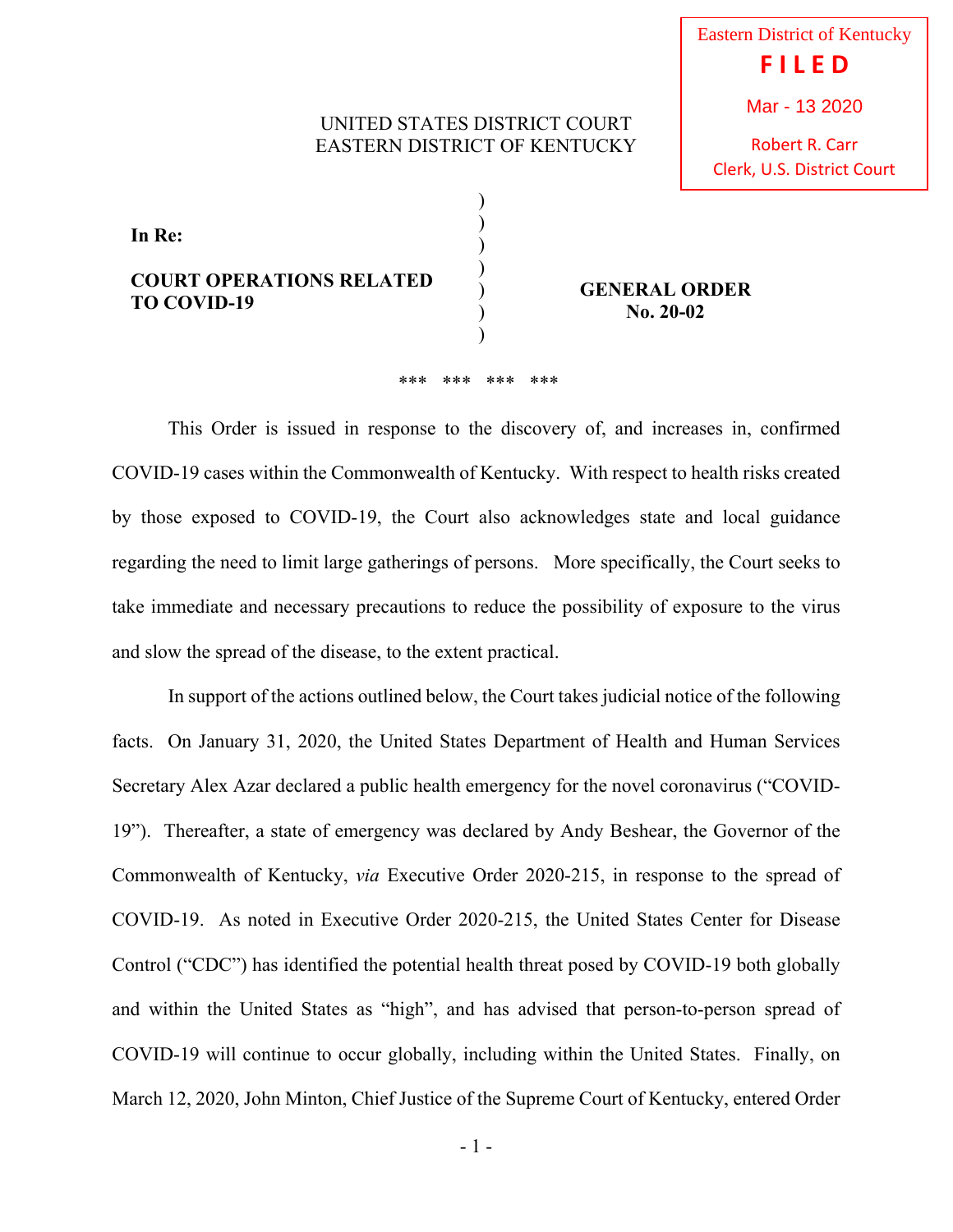Eastern District of Kentucky
**FILED**
Mar - 13 2020
Robert R. Carr
Clerk, U.S. District Court

UNITED STATES DISTRICT COURT
EASTERN DISTRICT OF KENTUCKY

**In Re:**

**COURT OPERATIONS RELATED TO COVID-19**

**GENERAL ORDER No. 20-02**

*** *** *** ***

This Order is issued in response to the discovery of, and increases in, confirmed COVID-19 cases within the Commonwealth of Kentucky. With respect to health risks created by those exposed to COVID-19, the Court also acknowledges state and local guidance regarding the need to limit large gatherings of persons. More specifically, the Court seeks to take immediate and necessary precautions to reduce the possibility of exposure to the virus and slow the spread of the disease, to the extent practical.

In support of the actions outlined below, the Court takes judicial notice of the following facts. On January 31, 2020, the United States Department of Health and Human Services Secretary Alex Azar declared a public health emergency for the novel coronavirus ("COVID-19"). Thereafter, a state of emergency was declared by Andy Beshear, the Governor of the Commonwealth of Kentucky, *via* Executive Order 2020-215, in response to the spread of COVID-19. As noted in Executive Order 2020-215, the United States Center for Disease Control ("CDC") has identified the potential health threat posed by COVID-19 both globally and within the United States as "high", and has advised that person-to-person spread of COVID-19 will continue to occur globally, including within the United States. Finally, on March 12, 2020, John Minton, Chief Justice of the Supreme Court of Kentucky, entered Order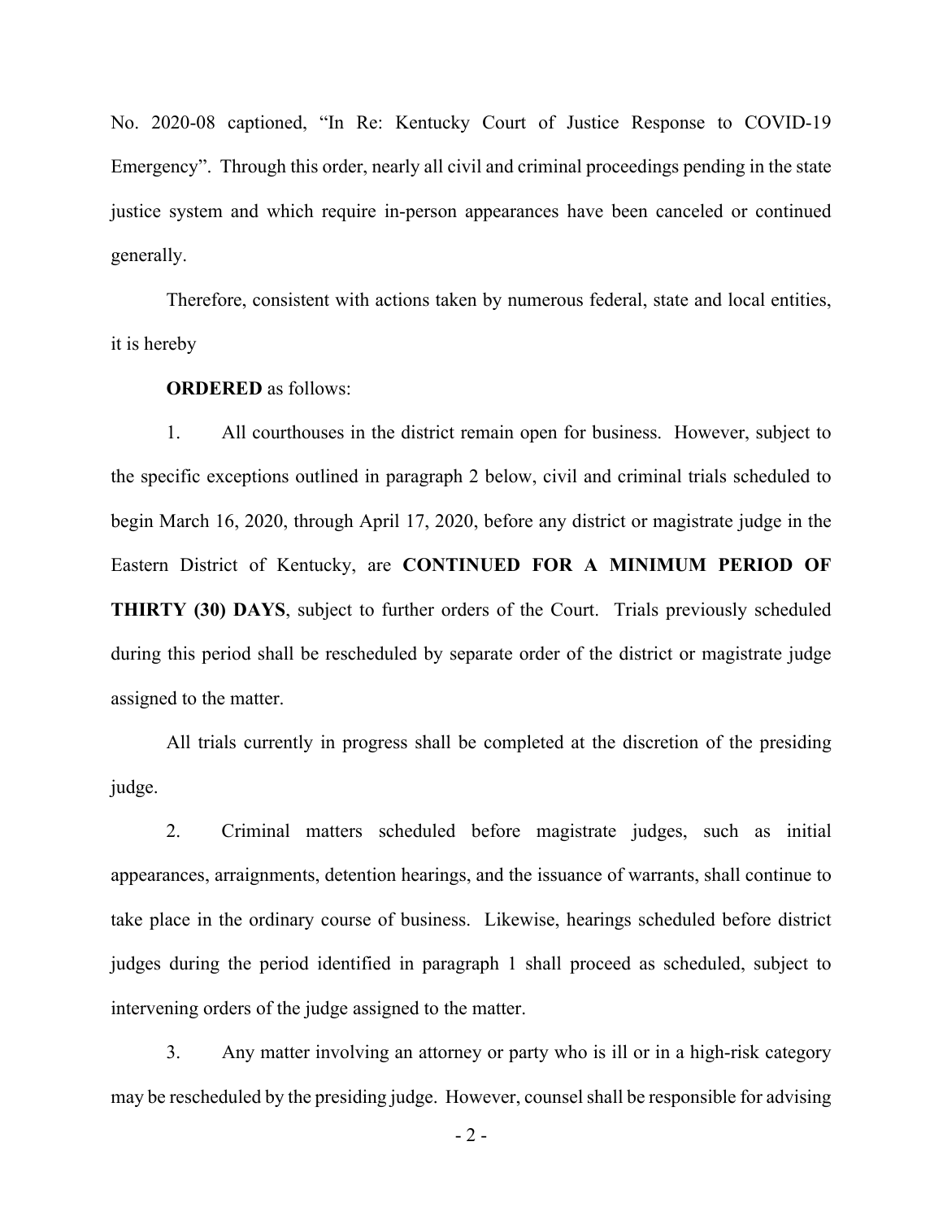No. 2020-08 captioned, "In Re: Kentucky Court of Justice Response to COVID-19 Emergency". Through this order, nearly all civil and criminal proceedings pending in the state justice system and which require in-person appearances have been canceled or continued generally.

Therefore, consistent with actions taken by numerous federal, state and local entities, it is hereby

**ORDERED** as follows:

1. All courthouses in the district remain open for business. However, subject to the specific exceptions outlined in paragraph 2 below, civil and criminal trials scheduled to begin March 16, 2020, through April 17, 2020, before any district or magistrate judge in the Eastern District of Kentucky, are **CONTINUED FOR A MINIMUM PERIOD OF THIRTY (30) DAYS**, subject to further orders of the Court. Trials previously scheduled during this period shall be rescheduled by separate order of the district or magistrate judge assigned to the matter.

All trials currently in progress shall be completed at the discretion of the presiding judge.

2. Criminal matters scheduled before magistrate judges, such as initial appearances, arraignments, detention hearings, and the issuance of warrants, shall continue to take place in the ordinary course of business. Likewise, hearings scheduled before district judges during the period identified in paragraph 1 shall proceed as scheduled, subject to intervening orders of the judge assigned to the matter.

3. Any matter involving an attorney or party who is ill or in a high-risk category may be rescheduled by the presiding judge. However, counsel shall be responsible for advising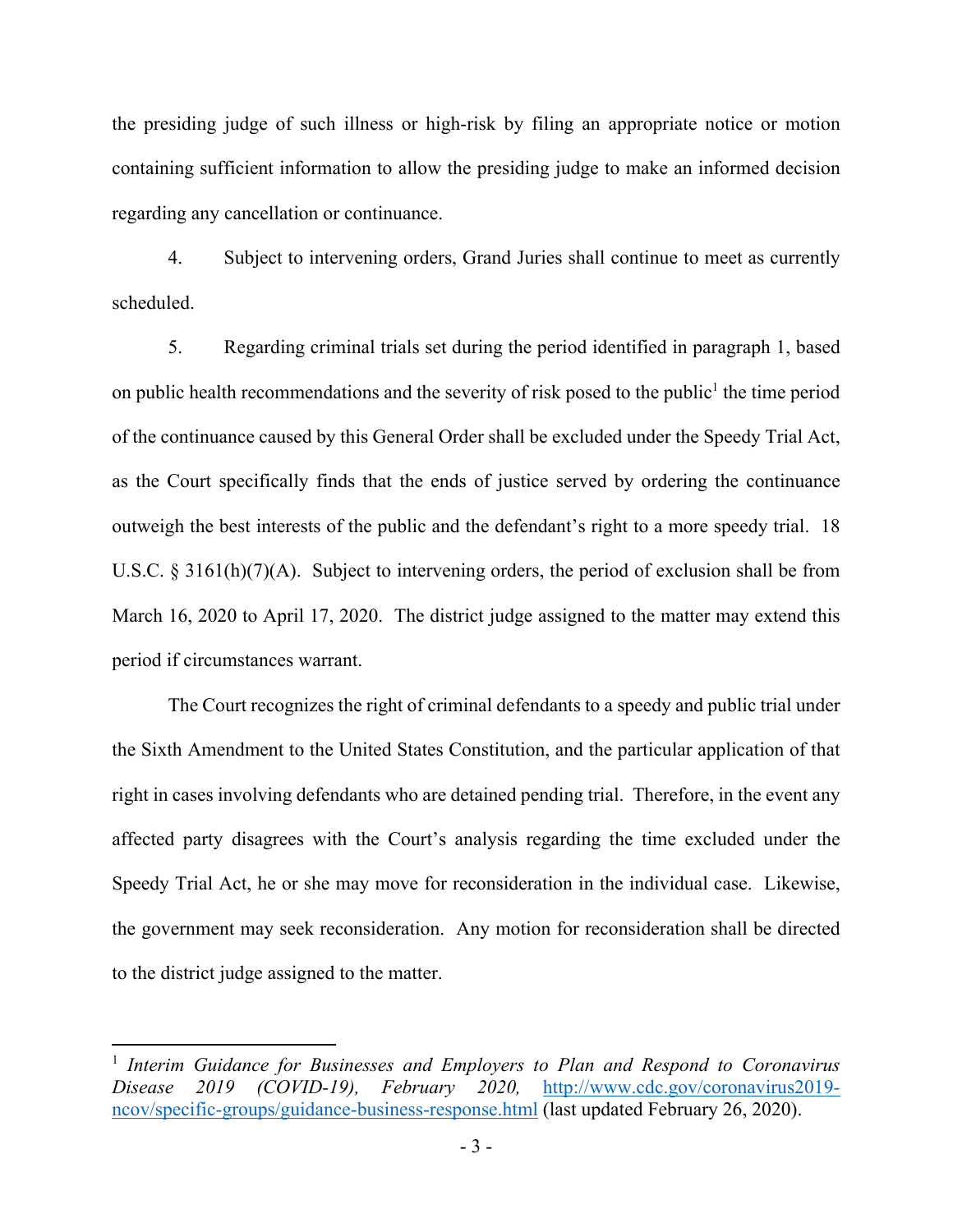the presiding judge of such illness or high-risk by filing an appropriate notice or motion containing sufficient information to allow the presiding judge to make an informed decision regarding any cancellation or continuance.

4. Subject to intervening orders, Grand Juries shall continue to meet as currently scheduled.

5. Regarding criminal trials set during the period identified in paragraph 1, based on public health recommendations and the severity of risk posed to the public[1] the time period of the continuance caused by this General Order shall be excluded under the Speedy Trial Act, as the Court specifically finds that the ends of justice served by ordering the continuance outweigh the best interests of the public and the defendant's right to a more speedy trial. 18 U.S.C. § 3161(h)(7)(A). Subject to intervening orders, the period of exclusion shall be from March 16, 2020 to April 17, 2020. The district judge assigned to the matter may extend this period if circumstances warrant.

The Court recognizes the right of criminal defendants to a speedy and public trial under the Sixth Amendment to the United States Constitution, and the particular application of that right in cases involving defendants who are detained pending trial. Therefore, in the event any affected party disagrees with the Court's analysis regarding the time excluded under the Speedy Trial Act, he or she may move for reconsideration in the individual case. Likewise, the government may seek reconsideration. Any motion for reconsideration shall be directed to the district judge assigned to the matter.

---

[1] *Interim Guidance for Businesses and Employers to Plan and Respond to Coronavirus Disease 2019 (COVID-19), February 2020,* [http://www.cdc.gov/coronavirus2019-ncov/specific-groups/guidance-business-response.html](http://www.cdc.gov/coronavirus2019-ncov/specific-groups/guidance-business-response.html) (last updated February 26, 2020).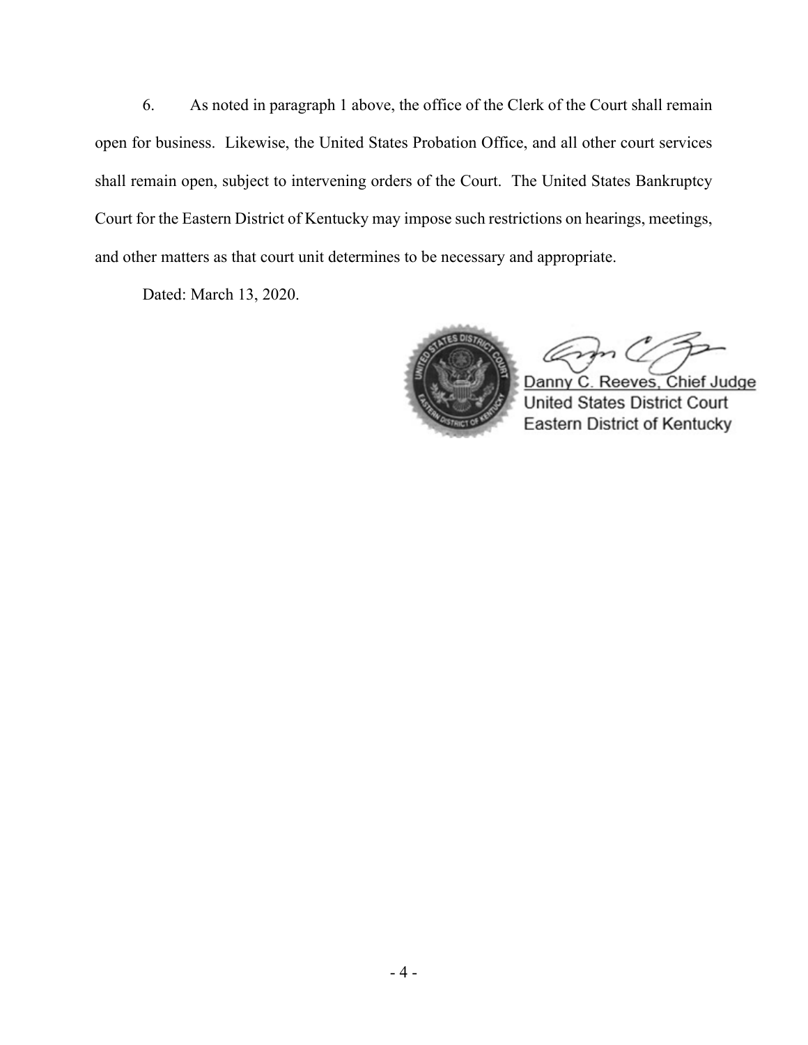6. As noted in paragraph 1 above, the office of the Clerk of the Court shall remain open for business. Likewise, the United States Probation Office, and all other court services shall remain open, subject to intervening orders of the Court. The United States Bankruptcy Court for the Eastern District of Kentucky may impose such restrictions on hearings, meetings, and other matters as that court unit determines to be necessary and appropriate.

Dated: March 13, 2020.

Danny C. Reeves, Chief Judge
United States District Court
Eastern District of Kentucky